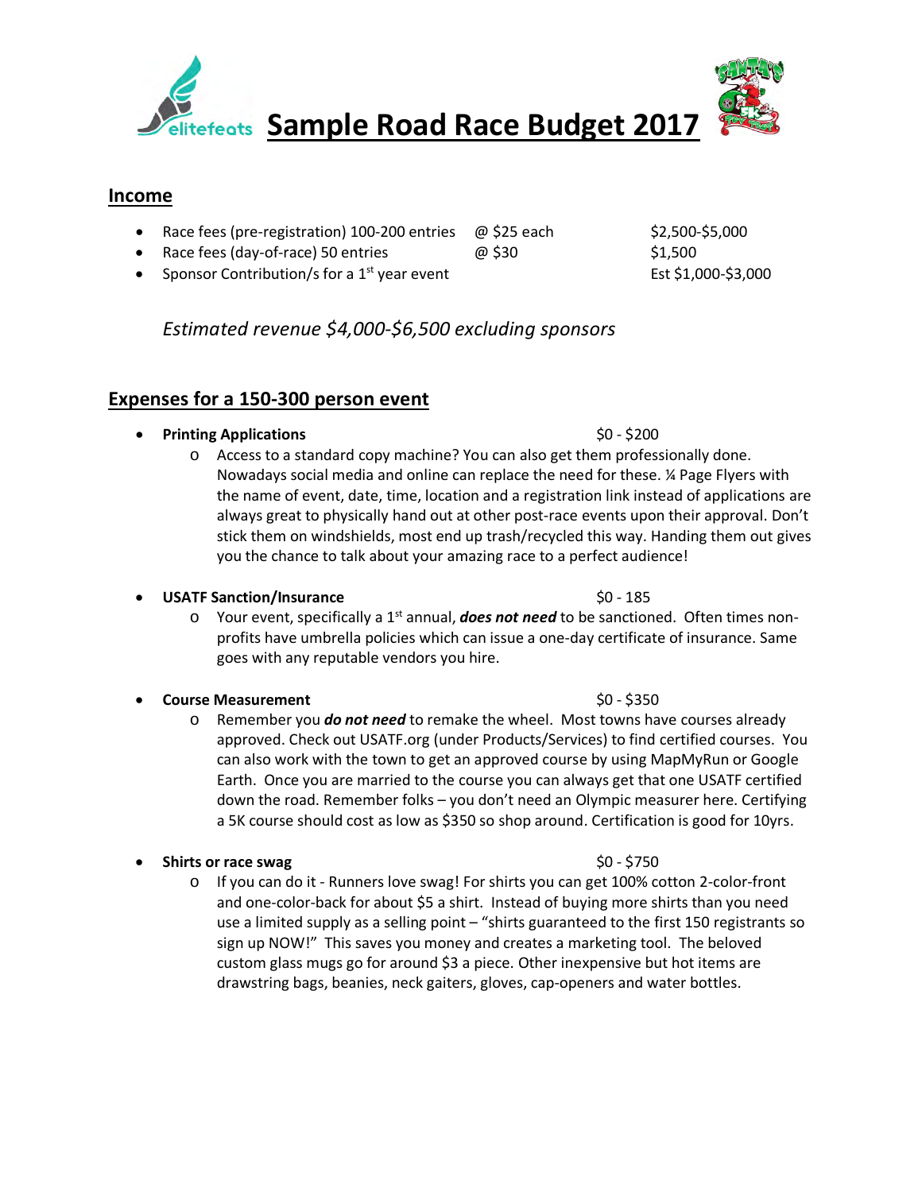# Sample Road Race Budget 2017

## Income

- Race fees (pre-registration) 100-200 entries @ $25 each $2,500-$5,000
- Race fees (day-of-race) 50 entries @ $30 $1,500
- Sponsor Contribution/s for a 1st year event Est $1,000-$3,000

*Estimated revenue $4,000-$6,500 excluding sponsors*

## Expenses for a 150-300 person event

- **Printing Applications** $0 - $200
  - Access to a standard copy machine? You can also get them professionally done. Nowadays social media and online can replace the need for these. ¼ Page Flyers with the name of event, date, time, location and a registration link instead of applications are always great to physically hand out at other post-race events upon their approval. Don't stick them on windshields, most end up trash/recycled this way. Handing them out gives you the chance to talk about your amazing race to a perfect audience!

- **USATF Sanction/Insurance** $0 - 185
  - Your event, specifically a 1st annual, ***does not need*** to be sanctioned. Often times non-profits have umbrella policies which can issue a one-day certificate of insurance. Same goes with any reputable vendors you hire.

- **Course Measurement** $0 - $350
  - Remember you ***do not need*** to remake the wheel. Most towns have courses already approved. Check out USATF.org (under Products/Services) to find certified courses. You can also work with the town to get an approved course by using MapMyRun or Google Earth. Once you are married to the course you can always get that one USATF certified down the road. Remember folks – you don't need an Olympic measurer here. Certifying a 5K course should cost as low as $350 so shop around. Certification is good for 10yrs.

- **Shirts or race swag** $0 - $750
  - If you can do it - Runners love swag! For shirts you can get 100% cotton 2-color-front and one-color-back for about $5 a shirt. Instead of buying more shirts than you need use a limited supply as a selling point – "shirts guaranteed to the first 150 registrants so sign up NOW!" This saves you money and creates a marketing tool. The beloved custom glass mugs go for around $3 a piece. Other inexpensive but hot items are drawstring bags, beanies, neck gaiters, gloves, cap-openers and water bottles.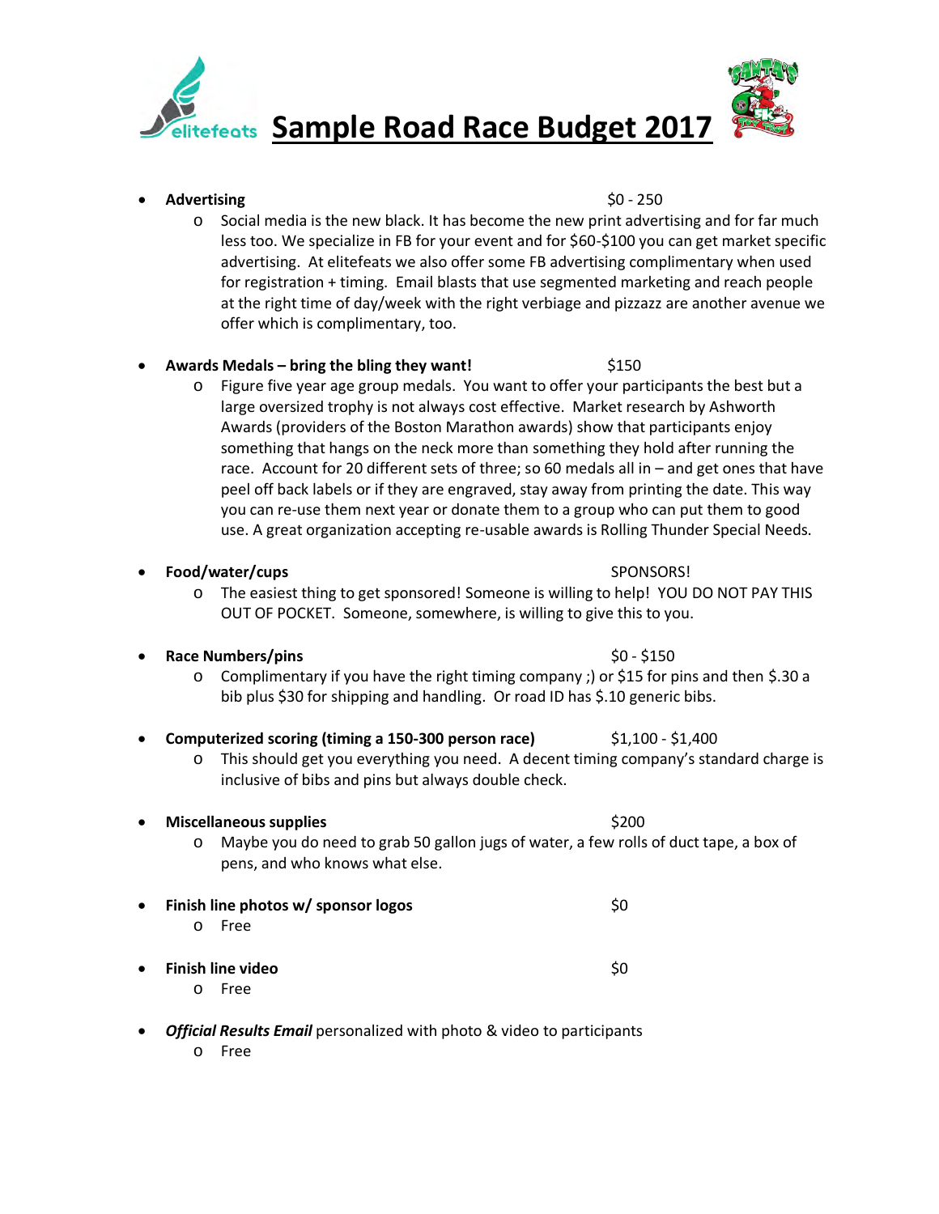# Sample Road Race Budget 2017

- **Advertising** $0 - 250
  - Social media is the new black. It has become the new print advertising and for far much less too. We specialize in FB for your event and for $60-$100 you can get market specific advertising. At elitefeats we also offer some FB advertising complimentary when used for registration + timing. Email blasts that use segmented marketing and reach people at the right time of day/week with the right verbiage and pizzazz are another avenue we offer which is complimentary, too.

- **Awards Medals – bring the bling they want!** $150
  - Figure five year age group medals. You want to offer your participants the best but a large oversized trophy is not always cost effective. Market research by Ashworth Awards (providers of the Boston Marathon awards) show that participants enjoy something that hangs on the neck more than something they hold after running the race. Account for 20 different sets of three; so 60 medals all in – and get ones that have peel off back labels or if they are engraved, stay away from printing the date. This way you can re-use them next year or donate them to a group who can put them to good use. A great organization accepting re-usable awards is Rolling Thunder Special Needs.

- **Food/water/cups** SPONSORS!
  - The easiest thing to get sponsored! Someone is willing to help! YOU DO NOT PAY THIS OUT OF POCKET. Someone, somewhere, is willing to give this to you.

- **Race Numbers/pins** $0 - $150
  - Complimentary if you have the right timing company ;) or $15 for pins and then $.30 a bib plus $30 for shipping and handling. Or road ID has $.10 generic bibs.

- **Computerized scoring (timing a 150-300 person race)** $1,100 - $1,400
  - This should get you everything you need. A decent timing company's standard charge is inclusive of bibs and pins but always double check.

- **Miscellaneous supplies** $200
  - Maybe you do need to grab 50 gallon jugs of water, a few rolls of duct tape, a box of pens, and who knows what else.

- **Finish line photos w/ sponsor logos** $0
  - Free

- **Finish line video** $0
  - Free

- ***Official Results Email*** personalized with photo & video to participants
  - Free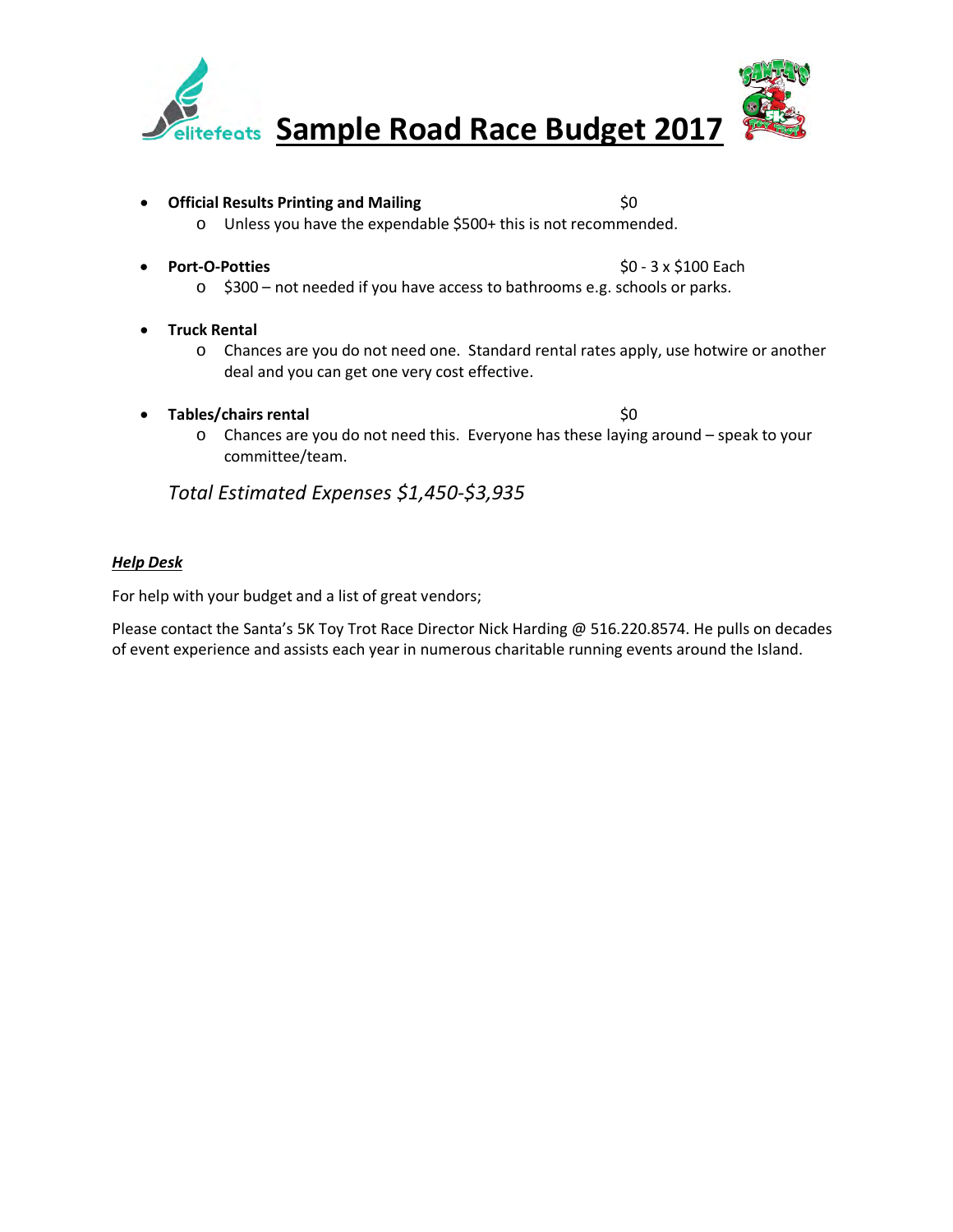# Sample Road Race Budget 2017

- **Official Results Printing and Mailing** $0
  - Unless you have the expendable $500+ this is not recommended.
- **Port-O-Potties** $0 - 3 x $100 Each
  - $300 – not needed if you have access to bathrooms e.g. schools or parks.
- **Truck Rental**
  - Chances are you do not need one. Standard rental rates apply, use hotwire or another deal and you can get one very cost effective.
- **Tables/chairs rental** $0
  - Chances are you do not need this. Everyone has these laying around – speak to your committee/team.

*Total Estimated Expenses $1,450-$3,935*

***Help Desk***

For help with your budget and a list of great vendors;

Please contact the Santa's 5K Toy Trot Race Director Nick Harding @ 516.220.8574. He pulls on decades of event experience and assists each year in numerous charitable running events around the Island.